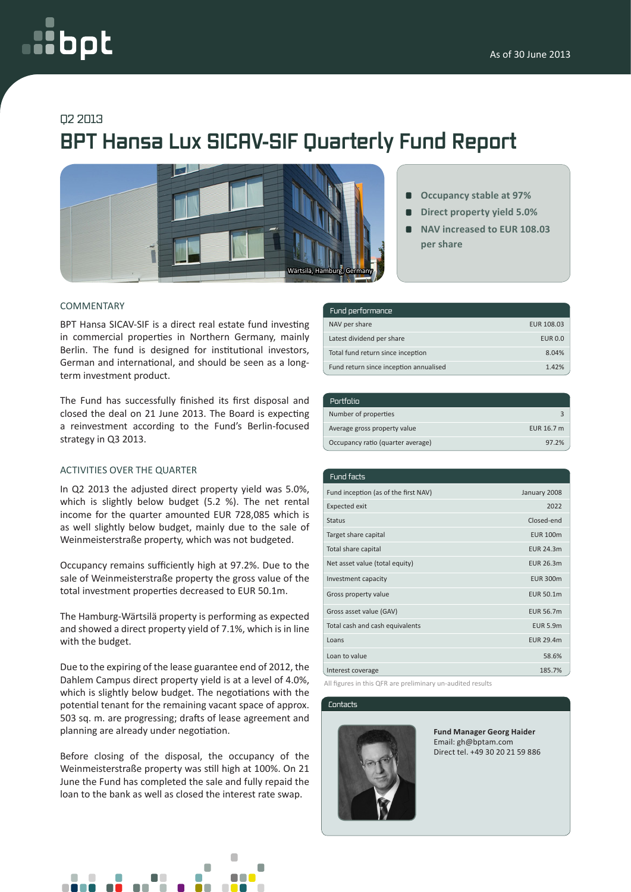As of 30 June 2013

Q2 2013

# BPT Hansa Lux SICAV-SIF Quarterly Fund Report

Wärtsilä, Hamburg, Germany

- Occupancy stable at 97%
- Direct property yield 5.0%
- NAV increased to EUR 108.03 per share

## COMMENTARY

BPT Hansa SICAV-SIF is a direct real estate fund investing in commercial properties in Northern Germany, mainly Berlin. The fund is designed for institutional investors, German and international, and should be seen as a long-term investment product.

The Fund has successfully finished its first disposal and closed the deal on 21 June 2013. The Board is expecting a reinvestment according to the Fund's Berlin-focused strategy in Q3 2013.

## ACTIVITIES OVER THE QUARTER

In Q2 2013 the adjusted direct property yield was 5.0%, which is slightly below budget (5.2 %). The net rental income for the quarter amounted EUR 728,085 which is as well slightly below budget, mainly due to the sale of Weinmeisterstraße property, which was not budgeted.

Occupancy remains sufficiently high at 97.2%. Due to the sale of Weinmeisterstraße property the gross value of the total investment properties decreased to EUR 50.1m.

The Hamburg-Wärtsilä property is performing as expected and showed a direct property yield of 7.1%, which is in line with the budget.

Due to the expiring of the lease guarantee end of 2012, the Dahlem Campus direct property yield is at a level of 4.0%, which is slightly below budget. The negotiations with the potential tenant for the remaining vacant space of approx. 503 sq. m. are progressing; drafts of lease agreement and planning are already under negotiation.

Before closing of the disposal, the occupancy of the Weinmeisterstraße property was still high at 100%. On 21 June the Fund has completed the sale and fully repaid the loan to the bank as well as closed the interest rate swap.

| Fund performance | |
|---|---|
| NAV per share | EUR 108.03 |
| Latest dividend per share | EUR 0.0 |
| Total fund return since inception | 8.04% |
| Fund return since inception annualised | 1.42% |

| Portfolio | |
|---|---|
| Number of properties | 3 |
| Average gross property value | EUR 16.7 m |
| Occupancy ratio (quarter average) | 97.2% |

| Fund facts | |
|---|---|
| Fund inception (as of the first NAV) | January 2008 |
| Expected exit | 2022 |
| Status | Closed-end |
| Target share capital | EUR 100m |
| Total share capital | EUR 24.3m |
| Net asset value (total equity) | EUR 26.3m |
| Investment capacity | EUR 300m |
| Gross property value | EUR 50.1m |
| Gross asset value (GAV) | EUR 56.7m |
| Total cash and cash equivalents | EUR 5.9m |
| Loans | EUR 29.4m |
| Loan to value | 58.6% |
| Interest coverage | 185.7% |

All figures in this QFR are preliminary un-audited results

## Contacts

**Fund Manager Georg Haider**
Email: gh@bptam.com
Direct tel. +49 30 20 21 59 886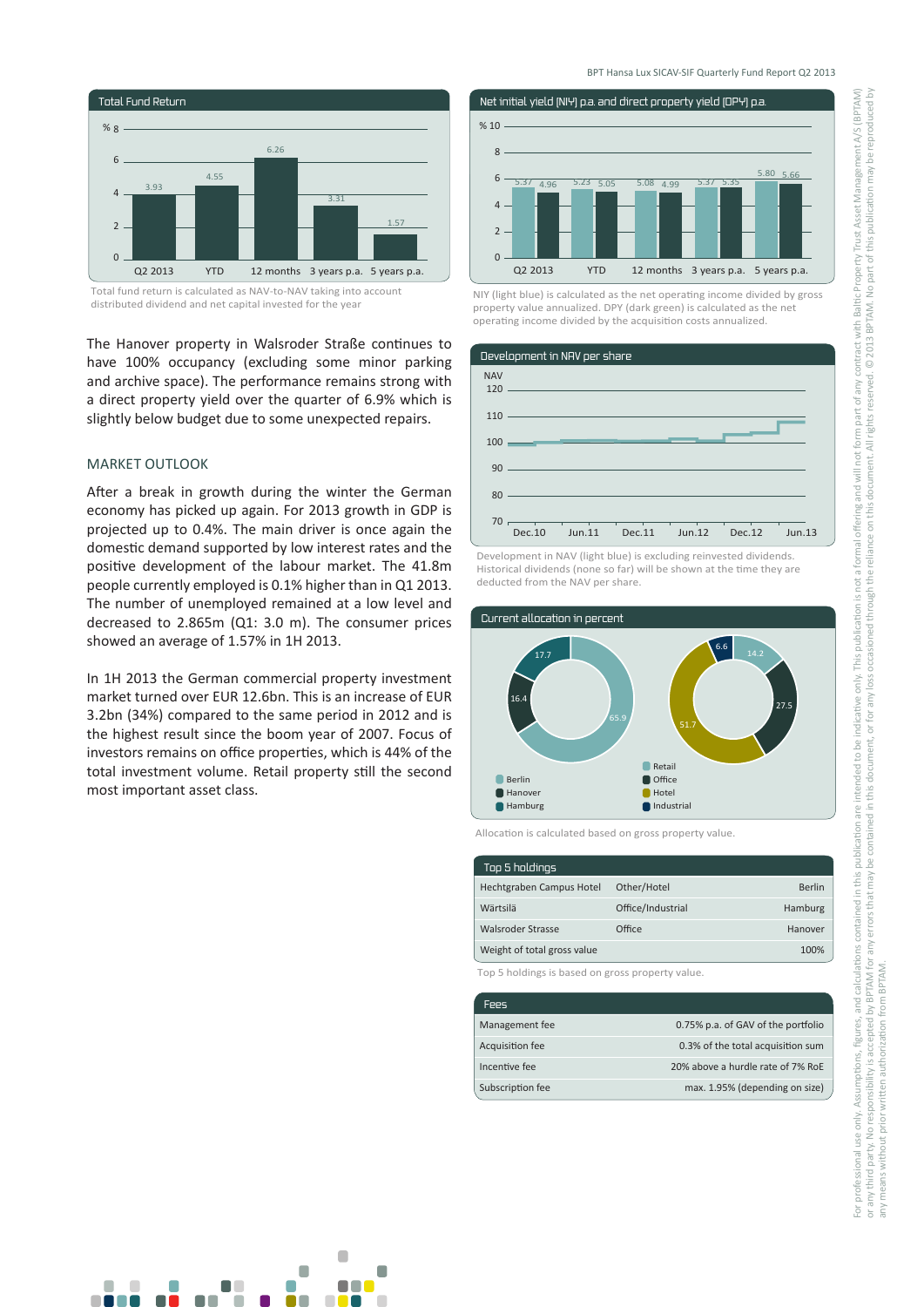## Total Fund Return

% 8
6
4
2
0

3.93
4.55
6.26
3.31
1.57

Q2 2013
YTD
12 months
3 years p.a.
5 years p.a.

Total fund return is calculated as NAV-to-NAV taking into account distributed dividend and net capital invested for the year

The Hanover property in Walsroder Straße continues to have 100% occupancy (excluding some minor parking and archive space). The performance remains strong with a direct property yield over the quarter of 6.9% which is slightly below budget due to some unexpected repairs.

## MARKET OUTLOOK

After a break in growth during the winter the German economy has picked up again. For 2013 growth in GDP is projected up to 0.4%. The main driver is once again the domestic demand supported by low interest rates and the positive development of the labour market. The 41.8m people currently employed is 0.1% higher than in Q1 2013. The number of unemployed remained at a low level and decreased to 2.865m (Q1: 3.0 m). The consumer prices showed an average of 1.57% in 1H 2013.

In 1H 2013 the German commercial property investment market turned over EUR 12.6bn. This is an increase of EUR 3.2bn (34%) compared to the same period in 2012 and is the highest result since the boom year of 2007. Focus of investors remains on office properties, which is 44% of the total investment volume. Retail property still the second most important asset class.

## Net initial yield (NIY) p.a. and direct property yield (DPY) p.a.

% 10
8
6
4
2
0

5.37
4.96
5.23
5.05
5.08
4.99
5.37
5.35
5.80
5.66

Q2 2013
YTD
12 months
3 years p.a.
5 years p.a.

NIY (light blue) is calculated as the net operating income divided by gross property value annualized. DPY (dark green) is calculated as the net operating income divided by the acquisition costs annualized.

## Development in NAV per share

NAV
120
110
100
90
80
70

Dec.10
Jun.11
Dec.11
Jun.12
Dec.12
Jun.13

Development in NAV (light blue) is excluding reinvested dividends. Historical dividends (none so far) will be shown at the time they are deducted from the NAV per share.

## Current allocation in percent

17.7
16.4
65.9

Berlin
Hanover
Hamburg

6.6
14.2
27.5
51.7

Retail
Office
Hotel
Industrial

Allocation is calculated based on gross property value.

## Top 5 holdings

| | | |
|---|---|---|
| Hechtgraben Campus Hotel | Other/Hotel | Berlin |
| Wärtsilä | Office/Industrial | Hamburg |
| Walsroder Strasse | Office | Hanover |
| Weight of total gross value | | 100% |

Top 5 holdings is based on gross property value.

## Fees

| | |
|---|---|
| Management fee | 0.75% p.a. of GAV of the portfolio |
| Acquisition fee | 0.3% of the total acquisition sum |
| Incentive fee | 20% above a hurdle rate of 7% RoE |
| Subscription fee | max. 1.95% (depending on size) |

For professional use only. Assumptions, figures, and calculations contained in this publication are intended to be indicative only. This publication is not a formal offering and will not form part of any contract with Baltic Property Trust Asset Management A/S (BPTAM) or any third party. No responsibility is accepted by BPTAM for any errors that may be contained in this document, or for any loss occasioned through the reliance on this document. All rights reserved. © 2013 BPTAM. No part of this publication may be reproduced by any means without prior written authorization from BPTAM.